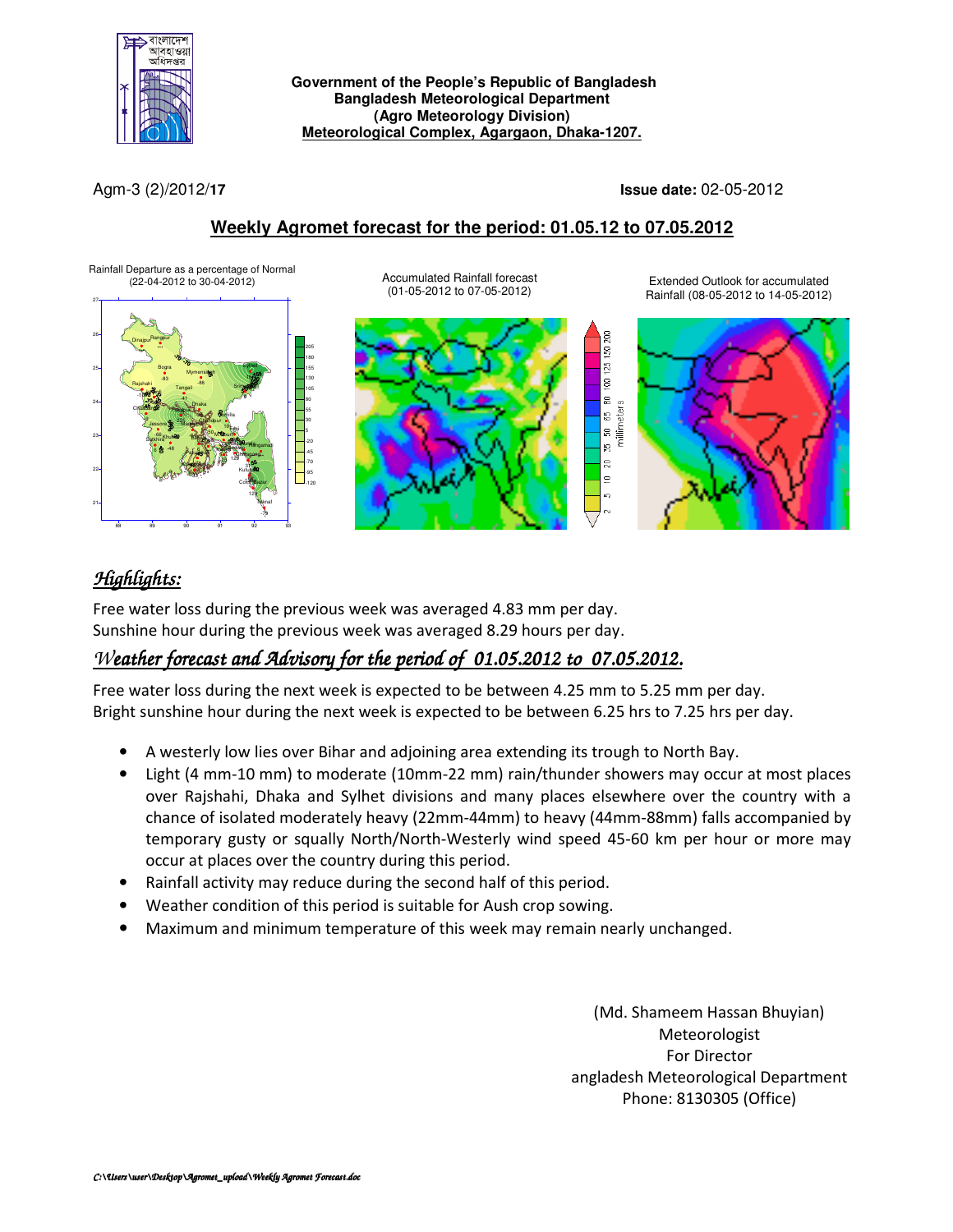Government of the People's Republic of Bangladesh
Bangladesh Meteorological Department
(Agro Meteorology Division)
Meteorological Complex, Agargaon, Dhaka-1207.

Agm-3 (2)/2012/**17**

**Issue date:** 02-05-2012

## Weekly Agromet forecast for the period: 01.05.12 to 07.05.2012

Rainfall Departure as a percentage of Normal (22-04-2012 to 30-04-2012)

Accumulated Rainfall forecast (01-05-2012 to 07-05-2012)

Extended Outlook for accumulated Rainfall (08-05-2012 to 14-05-2012)

## *Highlights:*

Free water loss during the previous week was averaged 4.83 mm per day.
Sunshine hour during the previous week was averaged 8.29 hours per day.

## *Weather forecast and Advisory for the period of 01.05.2012 to 07.05.2012.*

Free water loss during the next week is expected to be between 4.25 mm to 5.25 mm per day.
Bright sunshine hour during the next week is expected to be between 6.25 hrs to 7.25 hrs per day.

- A westerly low lies over Bihar and adjoining area extending its trough to North Bay.
- Light (4 mm-10 mm) to moderate (10mm-22 mm) rain/thunder showers may occur at most places over Rajshahi, Dhaka and Sylhet divisions and many places elsewhere over the country with a chance of isolated moderately heavy (22mm-44mm) to heavy (44mm-88mm) falls accompanied by temporary gusty or squally North/North-Westerly wind speed 45-60 km per hour or more may occur at places over the country during this period.
- Rainfall activity may reduce during the second half of this period.
- Weather condition of this period is suitable for Aush crop sowing.
- Maximum and minimum temperature of this week may remain nearly unchanged.

(Md. Shameem Hassan Bhuyian)
Meteorologist
For Director
angladesh Meteorological Department
Phone: 8130305 (Office)

C:\Users\user\Desktop\Agromet_upload\Weekly Agromet Forecast.doc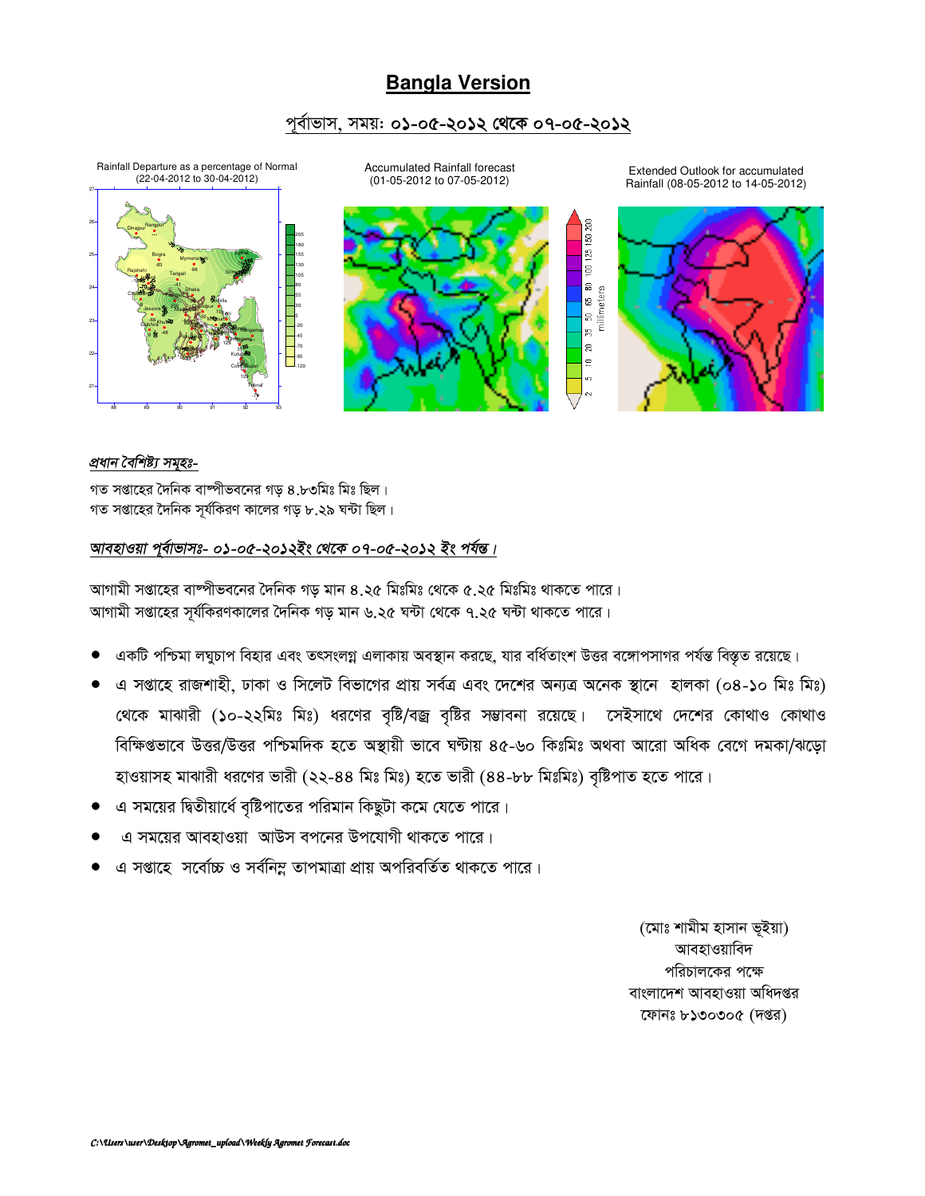# Bangla Version

## পূর্বাভাস, সময়: ০১-০৫-২০১২ থেকে ০৭-০৫-২০১২

Rainfall Departure as a percentage of Normal (22-04-2012 to 30-04-2012)

Accumulated Rainfall forecast (01-05-2012 to 07-05-2012)

Extended Outlook for accumulated Rainfall (08-05-2012 to 14-05-2012)

***প্রধান বৈশিষ্ট্য সমূহঃ-***

গত সপ্তাহের দৈনিক বাষ্পীভবনের গড় ৪.৮৩মিঃ মিঃ ছিল।
গত সপ্তাহের দৈনিক সূর্যকিরণ কালের গড় ৮.২৯ ঘন্টা ছিল।

***আবহাওয়া পূর্বাভাসঃ- ০১-০৫-২০১২ইং থেকে ০৭-০৫-২০১২ ইং পর্যন্ত।***

আগামী সপ্তাহের বাষ্পীভবনের দৈনিক গড় মান ৪.২৫ মিঃমিঃ থেকে ৫.২৫ মিঃমিঃ থাকতে পারে।
আগামী সপ্তাহের সূর্যকিরণকালের দৈনিক গড় মান ৬.২৫ ঘন্টা থেকে ৭.২৫ ঘন্টা থাকতে পারে।

- একটি পশ্চিমা লঘুচাপ বিহার এবং তৎসংলগ্ন এলাকায় অবস্থান করছে, যার বর্ধিতাংশ উত্তর বঙ্গোপসাগর পর্যন্ত বিস্তৃত রয়েছে।
- এ সপ্তাহে রাজশাহী, ঢাকা ও সিলেট বিভাগের প্রায় সর্বত্র এবং দেশের অন্যত্র অনেক স্থানে হালকা (০৪-১০ মিঃ মিঃ) থেকে মাঝারী (১০-২২মিঃ মিঃ) ধরণের বৃষ্টি/বজ্র বৃষ্টির সম্ভাবনা রয়েছে। সেইসাথে দেশের কোথাও কোথাও বিক্ষিপ্তভাবে উত্তর/উত্তর পশ্চিমদিক হতে অস্থায়ী ভাবে ঘণ্টায় ৪৫-৬০ কিঃমিঃ অথবা আরো অধিক বেগে দমকা/ঝড়ো হাওয়াসহ মাঝারী ধরণের ভারী (২২-৪৪ মিঃ মিঃ) হতে ভারী (৪৪-৮৮ মিঃমিঃ) বৃষ্টিপাত হতে পারে।
- এ সময়ের দ্বিতীয়ার্ধে বৃষ্টিপাতের পরিমান কিছুটা কমে যেতে পারে।
- এ সময়ের আবহাওয়া আউস বপনের উপযোগী থাকতে পারে।
- এ সপ্তাহে সর্বোচ্চ ও সর্বনিম্ন তাপমাত্রা প্রায় অপরিবর্তিত থাকতে পারে।

(মোঃ শামীম হাসান ভূইয়া)
আবহাওয়াবিদ
পরিচালকের পক্ষে
বাংলাদেশ আবহাওয়া অধিদপ্তর
ফোনঃ ৮১৩০৩০৫ (দপ্তর)

*C:\Users\user\Desktop\Agromet_upload\Weekly Agromet Forecast.doc*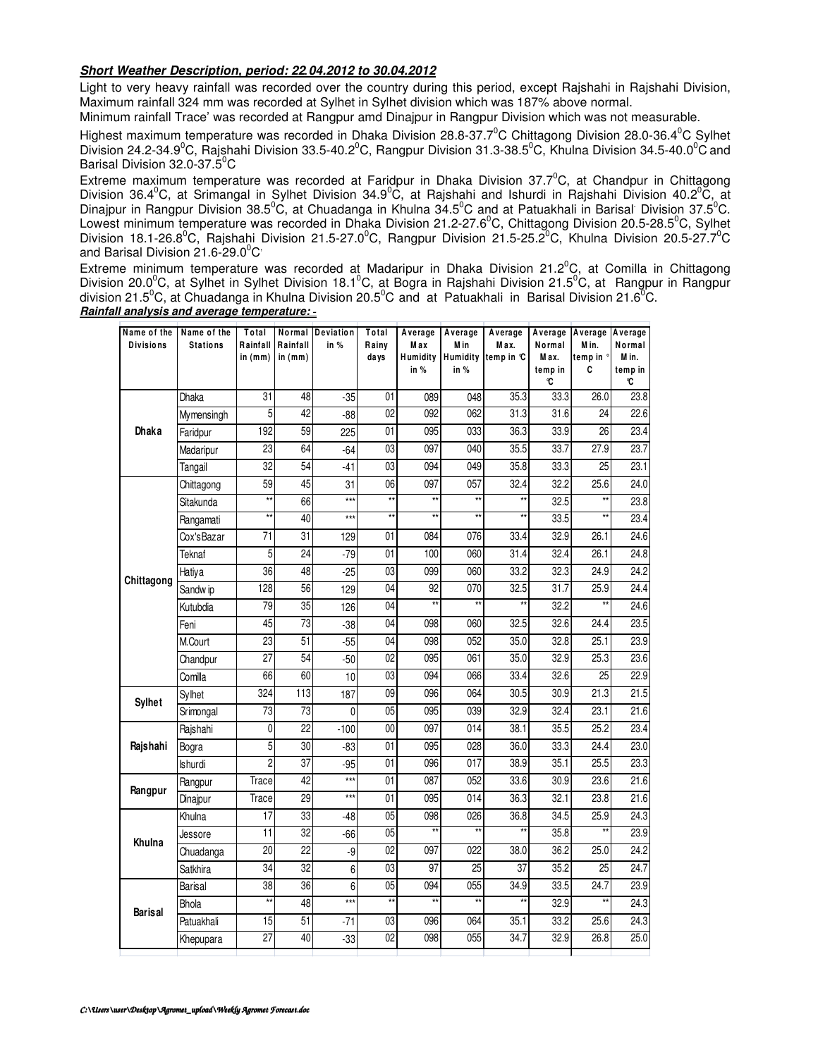***Short Weather Description, period: 22.04.2012 to 30.04.2012***

Light to very heavy rainfall was recorded over the country during this period, except Rajshahi in Rajshahi Division, Maximum rainfall 324 mm was recorded at Sylhet in Sylhet division which was 187% above normal.

Minimum rainfall Trace' was recorded at Rangpur amd Dinajpur in Rangpur Division which was not measurable.

Highest maximum temperature was recorded in Dhaka Division 28.8-37.7$^0$C Chittagong Division 28.0-36.4$^0$C Sylhet Division 24.2-34.9$^0$C, Rajshahi Division 33.5-40.2$^0$C, Rangpur Division 31.3-38.5$^0$C, Khulna Division 34.5-40.0$^0$C and Barisal Division 32.0-37.5$^0$C

Extreme maximum temperature was recorded at Faridpur in Dhaka Division 37.7$^0$C, at Chandpur in Chittagong Division 36.4$^0$C, at Srimangal in Sylhet Division 34.9$^0$C, at Rajshahi and Ishurdi in Rajshahi Division 40.2$^0$C, at Dinajpur in Rangpur Division 38.5$^0$C, at Chuadanga in Khulna 34.5$^0$C and at Patuakhali in Barisal Division 37.5$^0$C. Lowest minimum temperature was recorded in Dhaka Division 21.2-27.6$^0$C, Chittagong Division 20.5-28.5$^0$C, Sylhet Division 18.1-26.8$^0$C, Rajshahi Division 21.5-27.0$^0$C, Rangpur Division 21.5-25.2$^0$C, Khulna Division 20.5-27.7$^0$C and Barisal Division 21.6-29.0$^0$C

Extreme minimum temperature was recorded at Madaripur in Dhaka Division 21.2$^0$C, at Comilla in Chittagong Division 20.0$^0$C, at Sylhet in Sylhet Division 18.1$^0$C, at Bogra in Rajshahi Division 21.5$^0$C, at Rangpur in Rangpur division 21.5$^0$C, at Chuadanga in Khulna Division 20.5$^0$C and at Patuakhali in Barisal Division 21.6$^0$C.

***Rainfall analysis and average temperature:-***

| Name of the Divisions | Name of the Stations | Total Rainfall in (mm) | Normal Rainfall in (mm) | Deviation in % | Total Rainy days | Average Max Humidity in % | Average Min Humidity in % | Average Max. temp in ℃ | Average Normal Max. temp in ℃ | Average Min. temp in ° C | Average Normal Min. temp in ℃ |
|---|---|---|---|---|---|---|---|---|---|---|---|
| Dhaka | Dhaka | 31 | 48 | -35 | 01 | 089 | 048 | 35.3 | 33.3 | 26.0 | 23.8 |
| | Mymensingh | 5 | 42 | -88 | 02 | 092 | 062 | 31.3 | 31.6 | 24 | 22.6 |
| | Faridpur | 192 | 59 | 225 | 01 | 095 | 033 | 36.3 | 33.9 | 26 | 23.4 |
| | Madaripur | 23 | 64 | -64 | 03 | 097 | 040 | 35.5 | 33.7 | 27.9 | 23.7 |
| | Tangail | 32 | 54 | -41 | 03 | 094 | 049 | 35.8 | 33.3 | 25 | 23.1 |
| Chittagong | Chittagong | 59 | 45 | 31 | 06 | 097 | 057 | 32.4 | 32.2 | 25.6 | 24.0 |
| | Sitakunda | ** | 66 | *** | ** | ** | ** | ** | 32.5 | ** | 23.8 |
| | Rangamati | ** | 40 | *** | ** | ** | ** | ** | 33.5 | ** | 23.4 |
| | Cox'sBazar | 71 | 31 | 129 | 01 | 084 | 076 | 33.4 | 32.9 | 26.1 | 24.6 |
| | Teknaf | 5 | 24 | -79 | 01 | 100 | 060 | 31.4 | 32.4 | 26.1 | 24.8 |
| | Hatiya | 36 | 48 | -25 | 03 | 099 | 060 | 33.2 | 32.3 | 24.9 | 24.2 |
| | Sandw ip | 128 | 56 | 129 | 04 | 92 | 070 | 32.5 | 31.7 | 25.9 | 24.4 |
| | Kutubdia | 79 | 35 | 126 | 04 | ** | ** | ** | 32.2 | ** | 24.6 |
| | Feni | 45 | 73 | -38 | 04 | 098 | 060 | 32.5 | 32.6 | 24.4 | 23.5 |
| | M.Court | 23 | 51 | -55 | 04 | 098 | 052 | 35.0 | 32.8 | 25.1 | 23.9 |
| | Chandpur | 27 | 54 | -50 | 02 | 095 | 061 | 35.0 | 32.9 | 25.3 | 23.6 |
| | Comilla | 66 | 60 | 10 | 03 | 094 | 066 | 33.4 | 32.6 | 25 | 22.9 |
| Sylhet | Sylhet | 324 | 113 | 187 | 09 | 096 | 064 | 30.5 | 30.9 | 21.3 | 21.5 |
| | Srimongal | 73 | 73 | 0 | 05 | 095 | 039 | 32.9 | 32.4 | 23.1 | 21.6 |
| Rajshahi | Rajshahi | 0 | 22 | -100 | 00 | 097 | 014 | 38.1 | 35.5 | 25.2 | 23.4 |
| | Bogra | 5 | 30 | -83 | 01 | 095 | 028 | 36.0 | 33.3 | 24.4 | 23.0 |
| | Ishurdi | 2 | 37 | -95 | 01 | 096 | 017 | 38.9 | 35.1 | 25.5 | 23.3 |
| Rangpur | Rangpur | Trace | 42 | *** | 01 | 087 | 052 | 33.6 | 30.9 | 23.6 | 21.6 |
| | Dinajpur | Trace | 29 | *** | 01 | 095 | 014 | 36.3 | 32.1 | 23.8 | 21.6 |
| Khulna | Khulna | 17 | 33 | -48 | 05 | 098 | 026 | 36.8 | 34.5 | 25.9 | 24.3 |
| | Jessore | 11 | 32 | -66 | 05 | ** | ** | ** | 35.8 | ** | 23.9 |
| | Chuadanga | 20 | 22 | -9 | 02 | 097 | 022 | 38.0 | 36.2 | 25.0 | 24.2 |
| | Satkhira | 34 | 32 | 6 | 03 | 97 | 25 | 37 | 35.2 | 25 | 24.7 |
| Barisal | Barisal | 38 | 36 | 6 | 05 | 094 | 055 | 34.9 | 33.5 | 24.7 | 23.9 |
| | Bhola | ** | 48 | *** | ** | ** | ** | ** | 32.9 | ** | 24.3 |
| | Patuakhali | 15 | 51 | -71 | 03 | 096 | 064 | 35.1 | 33.2 | 25.6 | 24.3 |
| | Khepupara | 27 | 40 | -33 | 02 | 098 | 055 | 34.7 | 32.9 | 26.8 | 25.0 |